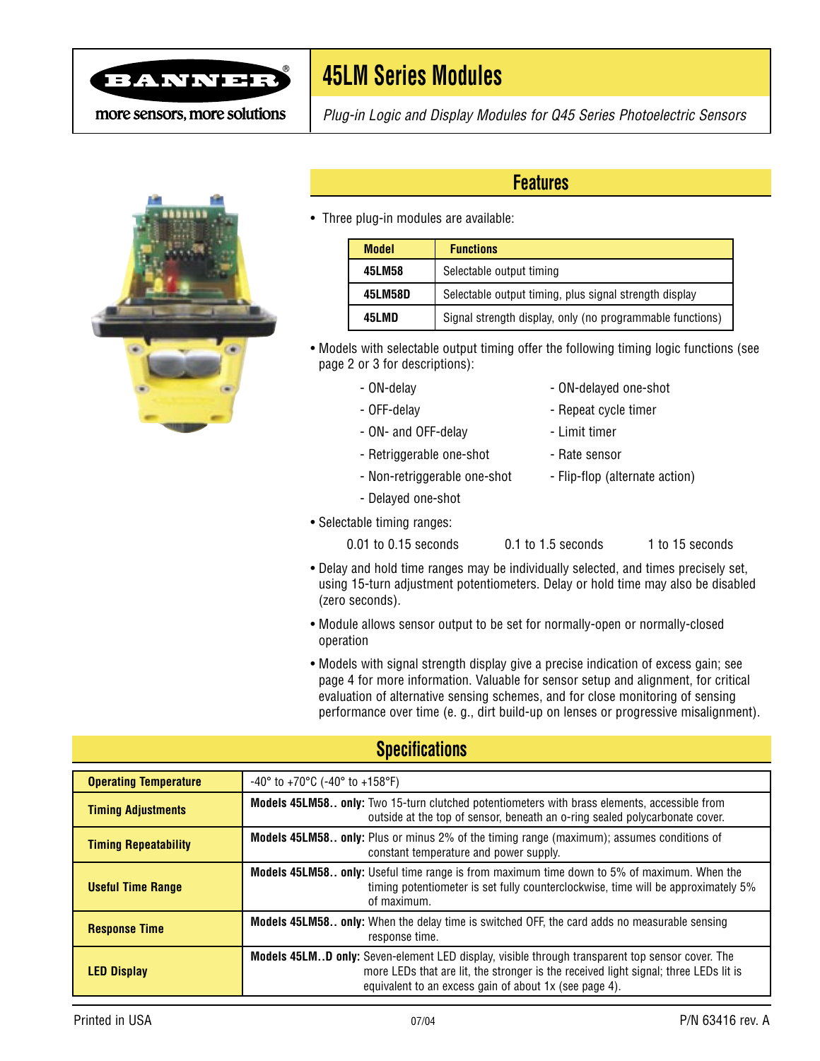# 45LM Series Modules

*Plug-in Logic and Display Modules for Q45 Series Photoelectric Sensors*

## Features

- Three plug-in modules are available:

| Model | Functions |
|---|---|
| 45LM58 | Selectable output timing |
| 45LM58D | Selectable output timing, plus signal strength display |
| 45LMD | Signal strength display, only (no programmable functions) |

- Models with selectable output timing offer the following timing logic functions (see page 2 or 3 for descriptions):
  - ON-delay
  - OFF-delay
  - ON- and OFF-delay
  - Retriggerable one-shot
  - Non-retriggerable one-shot
  - Delayed one-shot
  - ON-delayed one-shot
  - Repeat cycle timer
  - Limit timer
  - Rate sensor
  - Flip-flop (alternate action)
- Selectable timing ranges:

  0.01 to 0.15 seconds     0.1 to 1.5 seconds     1 to 15 seconds
- Delay and hold time ranges may be individually selected, and times precisely set, using 15-turn adjustment potentiometers. Delay or hold time may also be disabled (zero seconds).
- Module allows sensor output to be set for normally-open or normally-closed operation
- Models with signal strength display give a precise indication of excess gain; see page 4 for more information. Valuable for sensor setup and alignment, for critical evaluation of alternative sensing schemes, and for close monitoring of sensing performance over time (e. g., dirt build-up on lenses or progressive misalignment).

## Specifications

| | |
|---|---|
| **Operating Temperature** | -40° to +70°C (-40° to +158°F) |
| **Timing Adjustments** | **Models 45LM58.. only:** Two 15-turn clutched potentiometers with brass elements, accessible from outside at the top of sensor, beneath an o-ring sealed polycarbonate cover. |
| **Timing Repeatability** | **Models 45LM58.. only:** Plus or minus 2% of the timing range (maximum); assumes conditions of constant temperature and power supply. |
| **Useful Time Range** | **Models 45LM58.. only:** Useful time range is from maximum time down to 5% of maximum. When the timing potentiometer is set fully counterclockwise, time will be approximately 5% of maximum. |
| **Response Time** | **Models 45LM58.. only:** When the delay time is switched OFF, the card adds no measurable sensing response time. |
| **LED Display** | **Models 45LM..D only:** Seven-element LED display, visible through transparent top sensor cover. The more LEDs that are lit, the stronger is the received light signal; three LEDs lit is equivalent to an excess gain of about 1x (see page 4). |

Printed in USA     07/04     P/N 63416 rev. A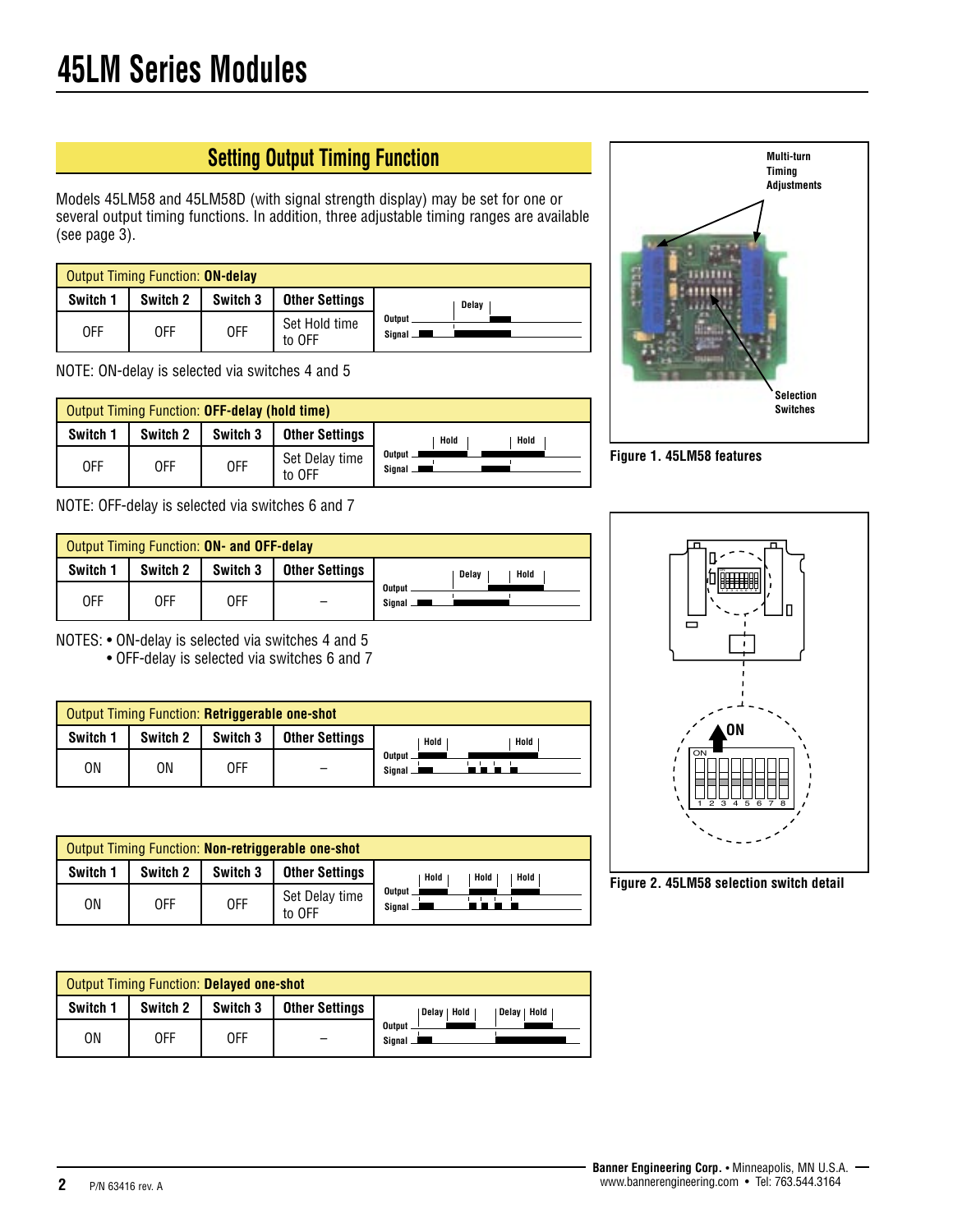# 45LM Series Modules

## Setting Output Timing Function

Models 45LM58 and 45LM58D (with signal strength display) may be set for one or several output timing functions. In addition, three adjustable timing ranges are available (see page 3).

| Output Timing Function: **ON-delay** | | | | |
|---|---|---|---|---|
| **Switch 1** | **Switch 2** | **Switch 3** | **Other Settings** | |
| OFF | OFF | OFF | Set Hold time to OFF | |

NOTE: ON-delay is selected via switches 4 and 5

| Output Timing Function: **OFF-delay (hold time)** | | | | |
|---|---|---|---|---|
| **Switch 1** | **Switch 2** | **Switch 3** | **Other Settings** | |
| OFF | OFF | OFF | Set Delay time to OFF | |

NOTE: OFF-delay is selected via switches 6 and 7

| Output Timing Function: **ON- and OFF-delay** | | | | |
|---|---|---|---|---|
| **Switch 1** | **Switch 2** | **Switch 3** | **Other Settings** | |
| OFF | OFF | OFF | – | |

NOTES: • ON-delay is selected via switches 4 and 5
• OFF-delay is selected via switches 6 and 7

| Output Timing Function: **Retriggerable one-shot** | | | | |
|---|---|---|---|---|
| **Switch 1** | **Switch 2** | **Switch 3** | **Other Settings** | |
| ON | ON | OFF | – | |

| Output Timing Function: **Non-retriggerable one-shot** | | | | |
|---|---|---|---|---|
| **Switch 1** | **Switch 2** | **Switch 3** | **Other Settings** | |
| ON | OFF | OFF | Set Delay time to OFF | |

| Output Timing Function: **Delayed one-shot** | | | | |
|---|---|---|---|---|
| **Switch 1** | **Switch 2** | **Switch 3** | **Other Settings** | |
| ON | OFF | OFF | – | |

Multi-turn Timing Adjustments

Selection Switches

**Figure 1. 45LM58 features**

**Figure 2. 45LM58 selection switch detail**

P/N 63416 rev. A

**Banner Engineering Corp.** • Minneapolis, MN U.S.A.
www.bannerengineering.com • Tel: 763.544.3164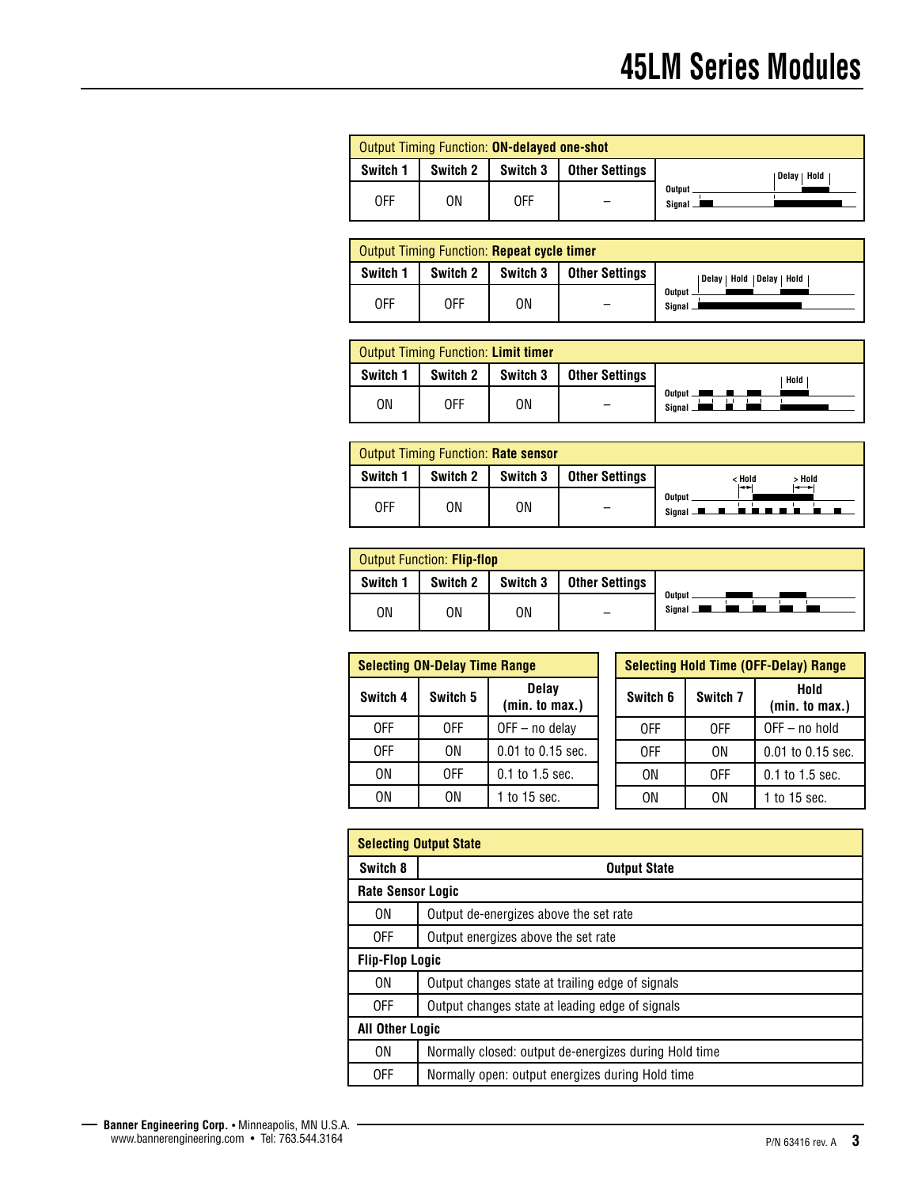| Output Timing Function: **ON-delayed one-shot** | | | | |
|---|---|---|---|---|
| Switch 1 | Switch 2 | Switch 3 | Other Settings | |
| OFF | ON | OFF | – | |

| Output Timing Function: **Repeat cycle timer** | | | | |
|---|---|---|---|---|
| Switch 1 | Switch 2 | Switch 3 | Other Settings | |
| OFF | OFF | ON | – | |

| Output Timing Function: **Limit timer** | | | | |
|---|---|---|---|---|
| Switch 1 | Switch 2 | Switch 3 | Other Settings | |
| ON | OFF | ON | – | |

| Output Timing Function: **Rate sensor** | | | | |
|---|---|---|---|---|
| Switch 1 | Switch 2 | Switch 3 | Other Settings | |
| OFF | ON | ON | – | |

| Output Function: **Flip-flop** | | | | |
|---|---|---|---|---|
| Switch 1 | Switch 2 | Switch 3 | Other Settings | |
| ON | ON | ON | – | |

| Selecting ON-Delay Time Range | | |
|---|---|---|
| Switch 4 | Switch 5 | Delay (min. to max.) |
| OFF | OFF | OFF – no delay |
| OFF | ON | 0.01 to 0.15 sec. |
| ON | OFF | 0.1 to 1.5 sec. |
| ON | ON | 1 to 15 sec. |

| Selecting Hold Time (OFF-Delay) Range | | |
|---|---|---|
| Switch 6 | Switch 7 | Hold (min. to max.) |
| OFF | OFF | OFF – no hold |
| OFF | ON | 0.01 to 0.15 sec. |
| ON | OFF | 0.1 to 1.5 sec. |
| ON | ON | 1 to 15 sec. |

| Selecting Output State | |
|---|---|
| **Switch 8** | **Output State** |
| **Rate Sensor Logic** | |
| ON | Output de-energizes above the set rate |
| OFF | Output energizes above the set rate |
| **Flip-Flop Logic** | |
| ON | Output changes state at trailing edge of signals |
| OFF | Output changes state at leading edge of signals |
| **All Other Logic** | |
| ON | Normally closed: output de-energizes during Hold time |
| OFF | Normally open: output energizes during Hold time |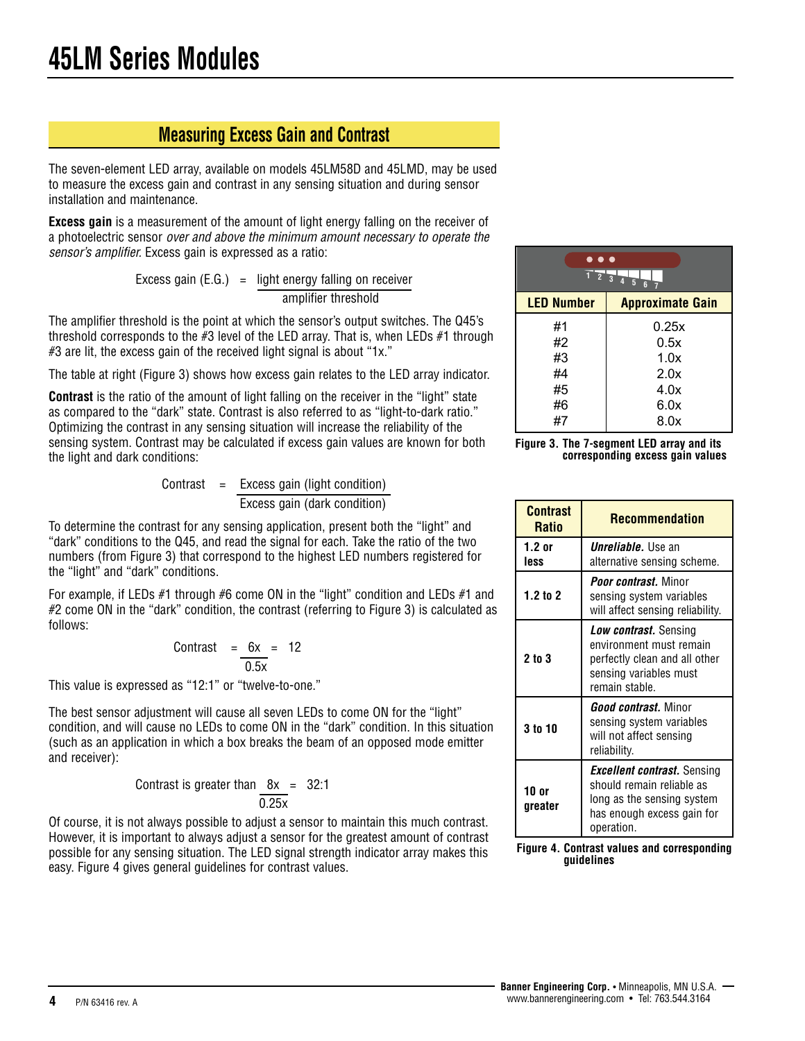# 45LM Series Modules

## Measuring Excess Gain and Contrast

The seven-element LED array, available on models 45LM58D and 45LMD, may be used to measure the excess gain and contrast in any sensing situation and during sensor installation and maintenance.

**Excess gain** is a measurement of the amount of light energy falling on the receiver of a photoelectric sensor *over and above the minimum amount necessary to operate the sensor's amplifier.* Excess gain is expressed as a ratio:

$$\text{Excess gain (E.G.)} = \frac{\text{light energy falling on receiver}}{\text{amplifier threshold}}$$

The amplifier threshold is the point at which the sensor's output switches. The Q45's threshold corresponds to the #3 level of the LED array. That is, when LEDs #1 through #3 are lit, the excess gain of the received light signal is about "1x."

The table at right (Figure 3) shows how excess gain relates to the LED array indicator.

**Contrast** is the ratio of the amount of light falling on the receiver in the "light" state as compared to the "dark" state. Contrast is also referred to as "light-to-dark ratio." Optimizing the contrast in any sensing situation will increase the reliability of the sensing system. Contrast may be calculated if excess gain values are known for both the light and dark conditions:

$$\text{Contrast} = \frac{\text{Excess gain (light condition)}}{\text{Excess gain (dark condition)}}$$

To determine the contrast for any sensing application, present both the "light" and "dark" conditions to the Q45, and read the signal for each. Take the ratio of the two numbers (from Figure 3) that correspond to the highest LED numbers registered for the "light" and "dark" conditions.

For example, if LEDs #1 through #6 come ON in the "light" condition and LEDs #1 and #2 come ON in the "dark" condition, the contrast (referring to Figure 3) is calculated as follows:

$$\text{Contrast} = \frac{6x}{0.5x} = 12$$

This value is expressed as "12:1" or "twelve-to-one."

The best sensor adjustment will cause all seven LEDs to come ON for the "light" condition, and will cause no LEDs to come ON in the "dark" condition. In this situation (such as an application in which a box breaks the beam of an opposed mode emitter and receiver):

$$\text{Contrast is greater than } \frac{8x}{0.25x} = 32:1$$

Of course, it is not always possible to adjust a sensor to maintain this much contrast. However, it is important to always adjust a sensor for the greatest amount of contrast possible for any sensing situation. The LED signal strength indicator array makes this easy. Figure 4 gives general guidelines for contrast values.

| LED Number | Approximate Gain |
|---|---|
| #1 | 0.25x |
| #2 | 0.5x |
| #3 | 1.0x |
| #4 | 2.0x |
| #5 | 4.0x |
| #6 | 6.0x |
| #7 | 8.0x |

**Figure 3. The 7-segment LED array and its corresponding excess gain values**

| Contrast Ratio | Recommendation |
|---|---|
| 1.2 or less | ***Unreliable.*** Use an alternative sensing scheme. |
| 1.2 to 2 | ***Poor contrast.*** Minor sensing system variables will affect sensing reliability. |
| 2 to 3 | ***Low contrast.*** Sensing environment must remain perfectly clean and all other sensing variables must remain stable. |
| 3 to 10 | ***Good contrast.*** Minor sensing system variables will not affect sensing reliability. |
| 10 or greater | ***Excellent contrast.*** Sensing should remain reliable as long as the sensing system has enough excess gain for operation. |

**Figure 4. Contrast values and corresponding guidelines**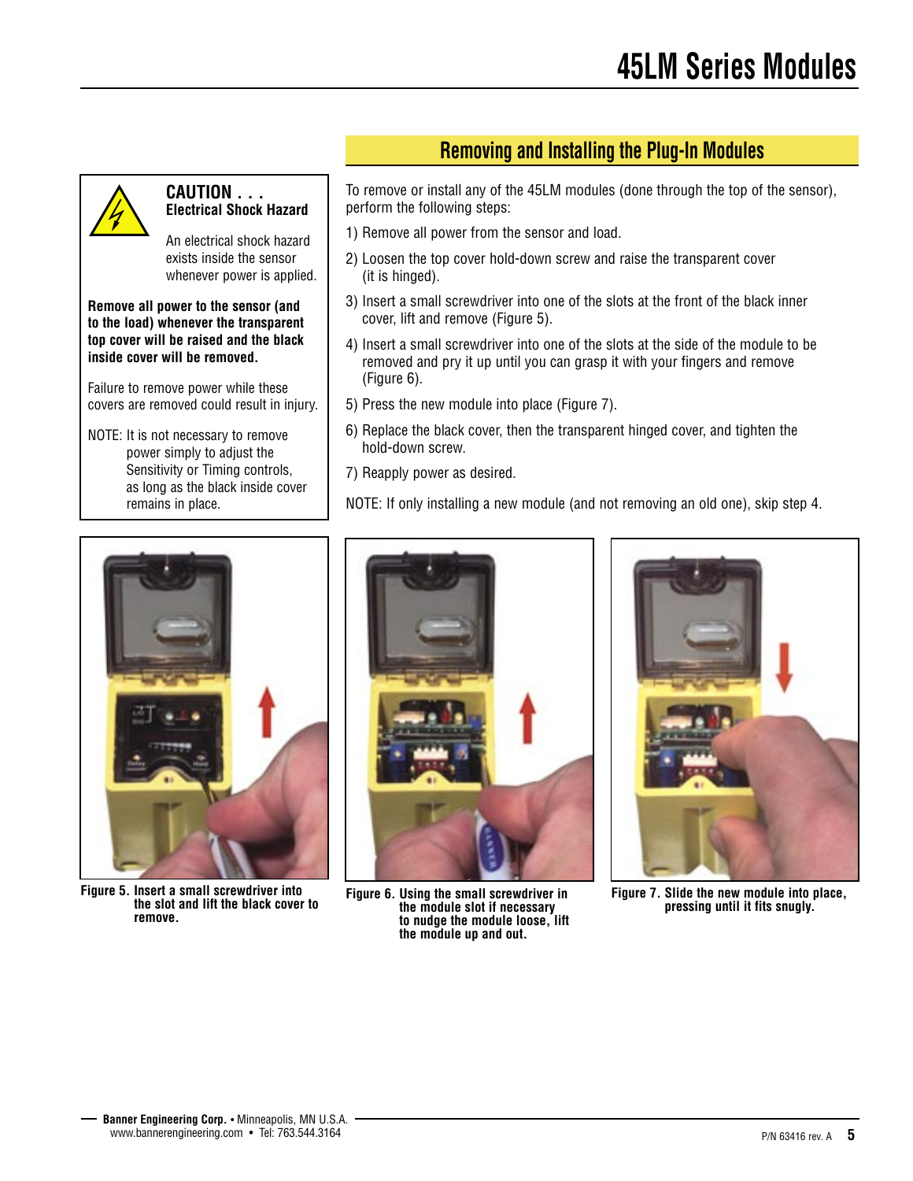## Removing and Installing the Plug-In Modules

**CAUTION . . .**
**Electrical Shock Hazard**

An electrical shock hazard exists inside the sensor whenever power is applied.

**Remove all power to the sensor (and to the load) whenever the transparent top cover will be raised and the black inside cover will be removed.**

Failure to remove power while these covers are removed could result in injury.

NOTE: It is not necessary to remove power simply to adjust the Sensitivity or Timing controls, as long as the black inside cover remains in place.

To remove or install any of the 45LM modules (done through the top of the sensor), perform the following steps:

1) Remove all power from the sensor and load.
2) Loosen the top cover hold-down screw and raise the transparent cover (it is hinged).
3) Insert a small screwdriver into one of the slots at the front of the black inner cover, lift and remove (Figure 5).
4) Insert a small screwdriver into one of the slots at the side of the module to be removed and pry it up until you can grasp it with your fingers and remove (Figure 6).
5) Press the new module into place (Figure 7).
6) Replace the black cover, then the transparent hinged cover, and tighten the hold-down screw.
7) Reapply power as desired.

NOTE: If only installing a new module (and not removing an old one), skip step 4.

**Figure 5. Insert a small screwdriver into the slot and lift the black cover to remove.**

**Figure 6. Using the small screwdriver in the module slot if necessary to nudge the module loose, lift the module up and out.**

**Figure 7. Slide the new module into place, pressing until it fits snugly.**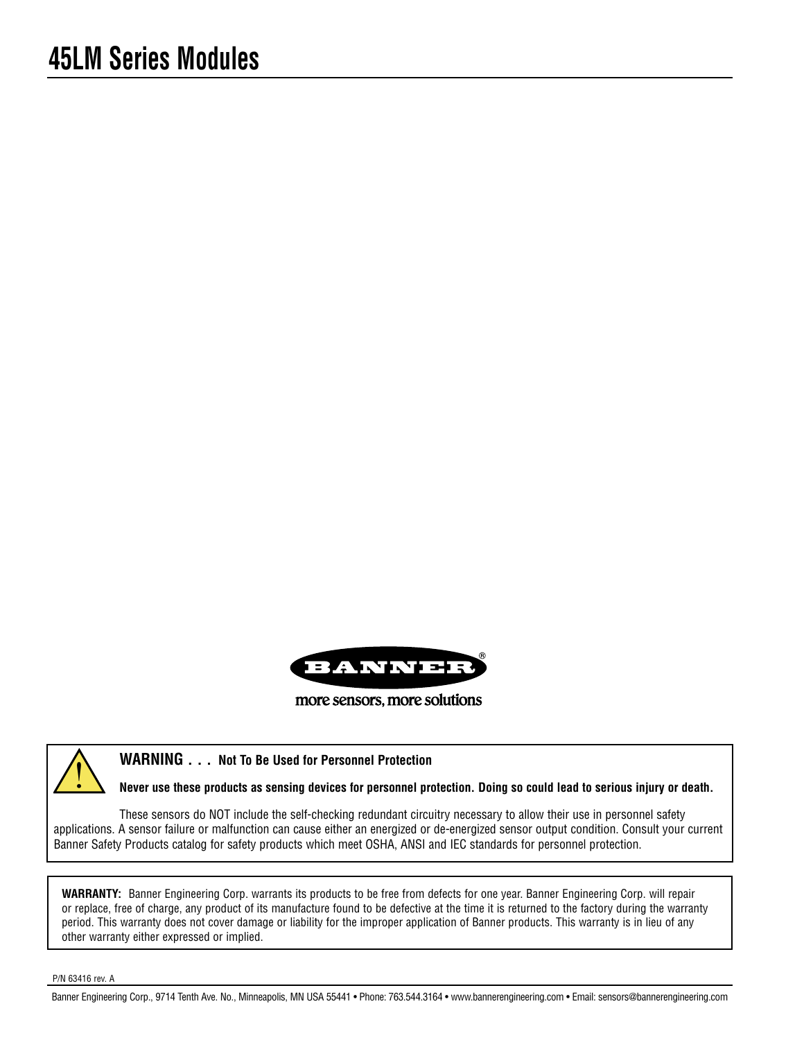# 45LM Series Modules

more sensors, more solutions

**WARNING . . . Not To Be Used for Personnel Protection**

**Never use these products as sensing devices for personnel protection. Doing so could lead to serious injury or death.**

These sensors do NOT include the self-checking redundant circuitry necessary to allow their use in personnel safety applications. A sensor failure or malfunction can cause either an energized or de-energized sensor output condition. Consult your current Banner Safety Products catalog for safety products which meet OSHA, ANSI and IEC standards for personnel protection.

**WARRANTY:** Banner Engineering Corp. warrants its products to be free from defects for one year. Banner Engineering Corp. will repair or replace, free of charge, any product of its manufacture found to be defective at the time it is returned to the factory during the warranty period. This warranty does not cover damage or liability for the improper application of Banner products. This warranty is in lieu of any other warranty either expressed or implied.

P/N 63416 rev. A

Banner Engineering Corp., 9714 Tenth Ave. No., Minneapolis, MN USA 55441 • Phone: 763.544.3164 • www.bannerengineering.com • Email: sensors@bannerengineering.com